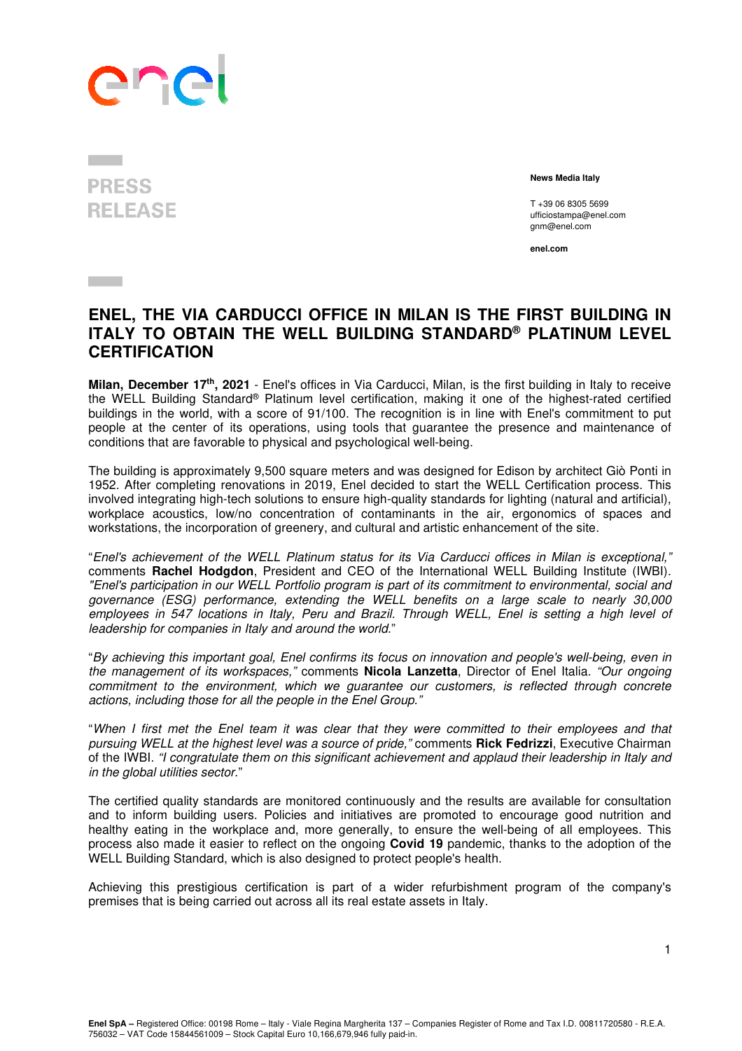PRESS RELEASE

**News Media Italy**

T +39 06 8305 5699
ufficiostampa@enel.com
gnm@enel.com

**enel.com**

# ENEL, THE VIA CARDUCCI OFFICE IN MILAN IS THE FIRST BUILDING IN ITALY TO OBTAIN THE WELL BUILDING STANDARD® PLATINUM LEVEL CERTIFICATION

**Milan, December 17th, 2021** - Enel's offices in Via Carducci, Milan, is the first building in Italy to receive the WELL Building Standard® Platinum level certification, making it one of the highest-rated certified buildings in the world, with a score of 91/100. The recognition is in line with Enel's commitment to put people at the center of its operations, using tools that guarantee the presence and maintenance of conditions that are favorable to physical and psychological well-being.

The building is approximately 9,500 square meters and was designed for Edison by architect Giò Ponti in 1952. After completing renovations in 2019, Enel decided to start the WELL Certification process. This involved integrating high-tech solutions to ensure high-quality standards for lighting (natural and artificial), workplace acoustics, low/no concentration of contaminants in the air, ergonomics of spaces and workstations, the incorporation of greenery, and cultural and artistic enhancement of the site.

"*Enel's achievement of the WELL Platinum status for its Via Carducci offices in Milan is exceptional,*" comments **Rachel Hodgdon**, President and CEO of the International WELL Building Institute (IWBI). *"Enel's participation in our WELL Portfolio program is part of its commitment to environmental, social and governance (ESG) performance, extending the WELL benefits on a large scale to nearly 30,000 employees in 547 locations in Italy, Peru and Brazil. Through WELL, Enel is setting a high level of leadership for companies in Italy and around the world.*"

"*By achieving this important goal, Enel confirms its focus on innovation and people's well-being, even in the management of its workspaces,"* comments **Nicola Lanzetta**, Director of Enel Italia. *"Our ongoing commitment to the environment, which we guarantee our customers, is reflected through concrete actions, including those for all the people in the Enel Group."*

"*When I first met the Enel team it was clear that they were committed to their employees and that pursuing WELL at the highest level was a source of pride,"* comments **Rick Fedrizzi**, Executive Chairman of the IWBI. *"I congratulate them on this significant achievement and applaud their leadership in Italy and in the global utilities sector.*"

The certified quality standards are monitored continuously and the results are available for consultation and to inform building users. Policies and initiatives are promoted to encourage good nutrition and healthy eating in the workplace and, more generally, to ensure the well-being of all employees. This process also made it easier to reflect on the ongoing **Covid 19** pandemic, thanks to the adoption of the WELL Building Standard, which is also designed to protect people's health.

Achieving this prestigious certification is part of a wider refurbishment program of the company's premises that is being carried out across all its real estate assets in Italy.

**Enel SpA –** Registered Office: 00198 Rome – Italy - Viale Regina Margherita 137 – Companies Register of Rome and Tax I.D. 00811720580 - R.E.A. 756032 – VAT Code 15844561009 – Stock Capital Euro 10,166,679,946 fully paid-in.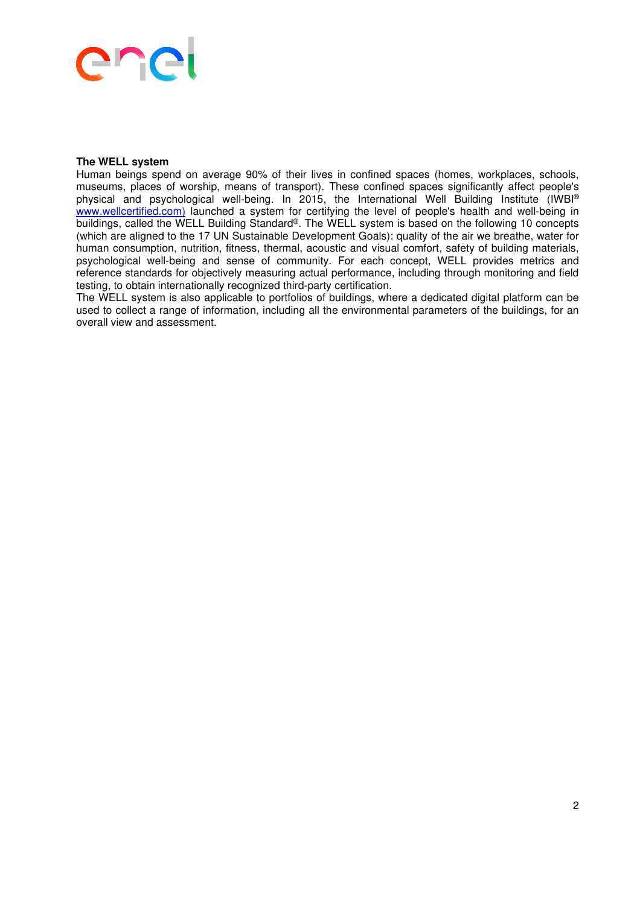**The WELL system**

Human beings spend on average 90% of their lives in confined spaces (homes, workplaces, schools, museums, places of worship, means of transport). These confined spaces significantly affect people's physical and psychological well-being. In 2015, the International Well Building Institute (IWBI® www.wellcertified.com) launched a system for certifying the level of people's health and well-being in buildings, called the WELL Building Standard®. The WELL system is based on the following 10 concepts (which are aligned to the 17 UN Sustainable Development Goals): quality of the air we breathe, water for human consumption, nutrition, fitness, thermal, acoustic and visual comfort, safety of building materials, psychological well-being and sense of community. For each concept, WELL provides metrics and reference standards for objectively measuring actual performance, including through monitoring and field testing, to obtain internationally recognized third-party certification.

The WELL system is also applicable to portfolios of buildings, where a dedicated digital platform can be used to collect a range of information, including all the environmental parameters of the buildings, for an overall view and assessment.